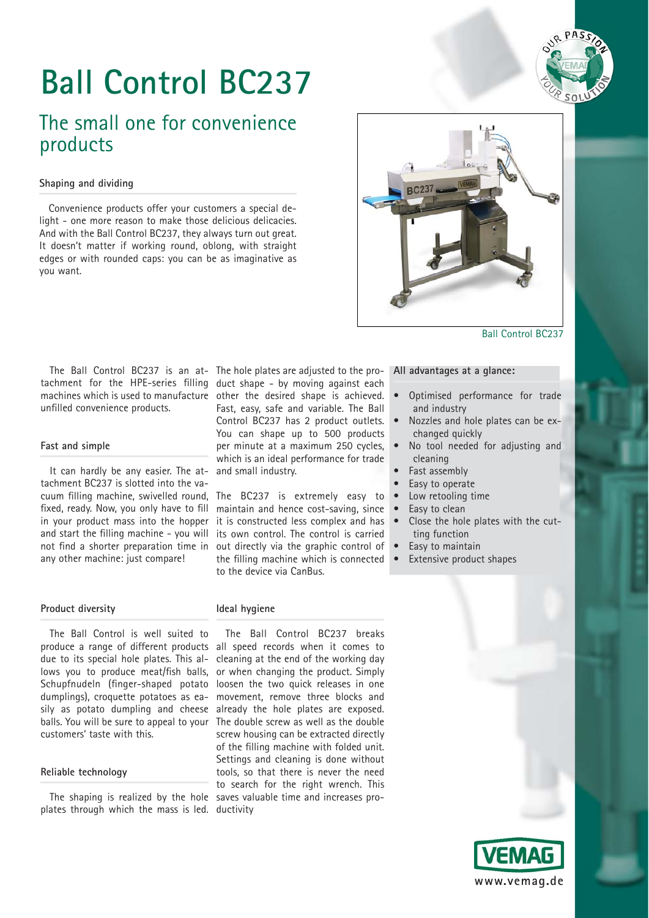# Ball Control BC237

## The small one for convenience products

### Shaping and dividing

Convenience products offer your customers a special delight - one more reason to make those delicious delicacies. And with the Ball Control BC237, they always turn out great. It doesn't matter if working round, oblong, with straight edges or with rounded caps: you can be as imaginative as you want.

Ball Control BC237

The Ball Control BC237 is an attachment for the HPE-series filling machines which is used to manufacture unfilled convenience products.

### Fast and simple

It can hardly be any easier. The attachment BC237 is slotted into the vacuum filling machine, swivelled round, fixed, ready. Now, you only have to fill in your product mass into the hopper and start the filling machine - you will not find a shorter preparation time in any other machine: just compare!

### Product diversity

The Ball Control is well suited to produce a range of different products due to its special hole plates. This allows you to produce meat/fish balls, Schupfnudeln (finger-shaped potato dumplings), croquette potatoes as easily as potato dumpling and cheese balls. You will be sure to appeal to your customers' taste with this.

### Reliable technology

The shaping is realized by the hole plates through which the mass is led. The hole plates are adjusted to the product shape - by moving against each other the desired shape is achieved. Fast, easy, safe and variable. The Ball Control BC237 has 2 product outlets. You can shape up to 500 products per minute at a maximum 250 cycles, which is an ideal performance for trade and small industry.

The BC237 is extremely easy to maintain and hence cost-saving, since it is constructed less complex and has its own control. The control is carried out directly via the graphic control of the filling machine which is connected to the device via CanBus.

### Ideal hygiene

The Ball Control BC237 breaks all speed records when it comes to cleaning at the end of the working day or when changing the product. Simply loosen the two quick releases in one movement, remove three blocks and already the hole plates are exposed. The double screw as well as the double screw housing can be extracted directly of the filling machine with folded unit. Settings and cleaning is done without tools, so that there is never the need to search for the right wrench. This saves valuable time and increases productivity

### All advantages at a glance:

- Optimised performance for trade and industry
- Nozzles and hole plates can be exchanged quickly
- No tool needed for adjusting and cleaning
- Fast assembly
- Easy to operate
- Low retooling time
- Easy to clean
- Close the hole plates with the cutting function
- Easy to maintain
- Extensive product shapes

www.vemag.de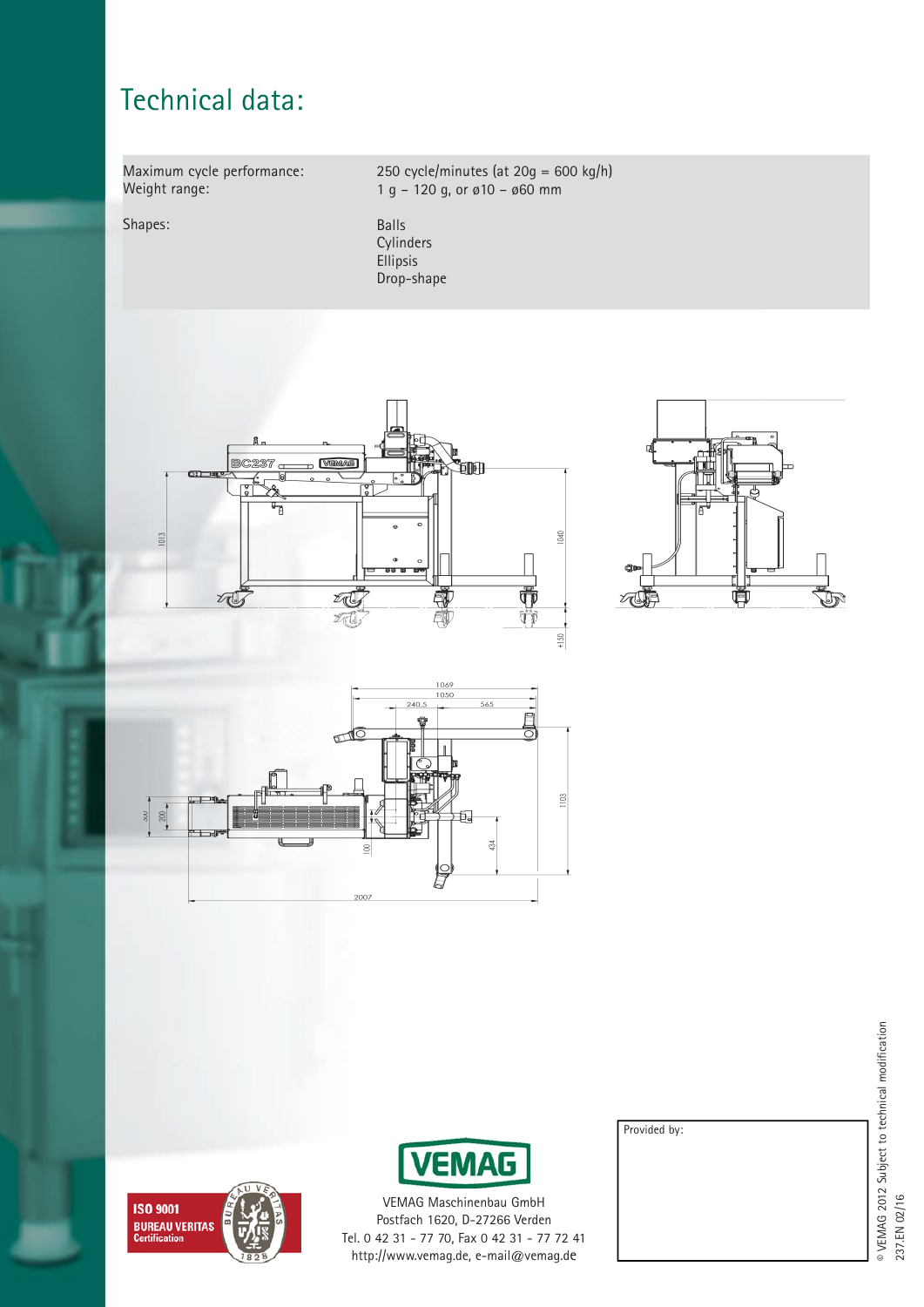# Technical data:

| | |
|---|---|
| Maximum cycle performance: | 250 cycle/minutes (at 20g = 600 kg/h) |
| Weight range: | 1 g – 120 g, or ø10 – ø60 mm |
| Shapes: | Balls<br>Cylinders<br>Ellipsis<br>Drop-shape |

BC237

VEMAG

1013

1040

+150

1069

1050

240,5

565

1103

200

200

100

434

2007

ISO 9001
BUREAU VERITAS
Certification

VEMAG

VEMAG Maschinenbau GmbH
Postfach 1620, D-27266 Verden
Tel. 0 42 31 - 77 70, Fax 0 42 31 - 77 72 41
http://www.vemag.de, e-mail@vemag.de

Provided by:

© VEMAG 2012 Subject to technical modification
237.EN 02/16